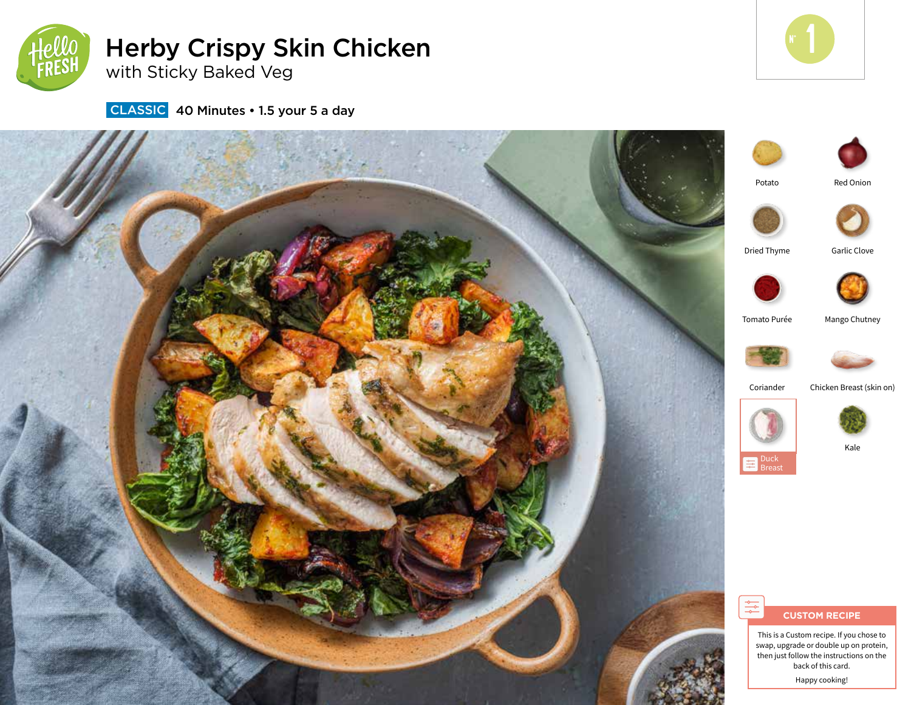# Herby Crispy Skin Chicken

## with Sticky Baked Veg

**CLASSIC** 40 Minutes • 1.5 your 5 a day

N° 1

- Potato
- Red Onion
- Dried Thyme
- Garlic Clove
- Tomato Purée
- Mango Chutney
- Coriander
- Chicken Breast (skin on)
- Duck Breast
- Kale

**CUSTOM RECIPE**

This is a Custom recipe. If you chose to swap, upgrade or double up on protein, then just follow the instructions on the back of this card.

Happy cooking!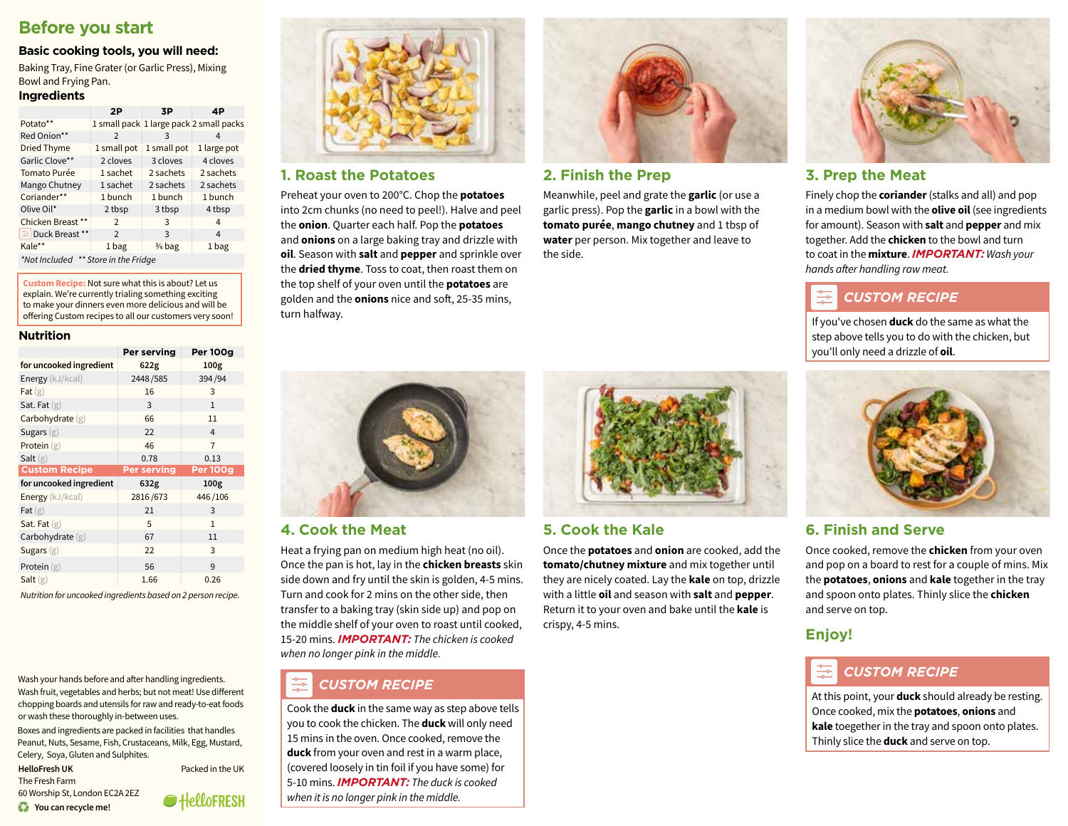## Before you start

### Basic cooking tools, you will need:

Baking Tray, Fine Grater (or Garlic Press), Mixing Bowl and Frying Pan.

### Ingredients

| | 2P | 3P | 4P |
|---|---|---|---|
| Potato** | 1 small pack | 1 large pack | 2 small packs |
| Red Onion** | 2 | 3 | 4 |
| Dried Thyme | 1 small pot | 1 small pot | 1 large pot |
| Garlic Clove** | 2 cloves | 3 cloves | 4 cloves |
| Tomato Purée | 1 sachet | 2 sachets | 2 sachets |
| Mango Chutney | 1 sachet | 2 sachets | 2 sachets |
| Coriander** | 1 bunch | 1 bunch | 1 bunch |
| Olive Oil* | 2 tbsp | 3 tbsp | 4 tbsp |
| Chicken Breast ** | 2 | 3 | 4 |
| Duck Breast ** | 2 | 3 | 4 |
| Kale** | 1 bag | ¾ bag | 1 bag |

*Not Included ** Store in the Fridge*

**Custom Recipe:** Not sure what this is about? Let us explain. We're currently trialing something exciting to make your dinners even more delicious and will be offering Custom recipes to all our customers very soon!

### Nutrition

| | Per serving | Per 100g |
|---|---|---|
| for uncooked ingredient | 622g | 100g |
| Energy (kJ/kcal) | 2448 /585 | 394 /94 |
| Fat (g) | 16 | 3 |
| Sat. Fat (g) | 3 | 1 |
| Carbohydrate (g) | 66 | 11 |
| Sugars (g) | 22 | 4 |
| Protein (g) | 46 | 7 |
| Salt (g) | 0.78 | 0.13 |
| **Custom Recipe** | **Per serving** | **Per 100g** |
| for uncooked ingredient | 632g | 100g |
| Energy (kJ/kcal) | 2816 /673 | 446 /106 |
| Fat (g) | 21 | 3 |
| Sat. Fat (g) | 5 | 1 |
| Carbohydrate (g) | 67 | 11 |
| Sugars (g) | 22 | 3 |
| Protein (g) | 56 | 9 |
| Salt (g) | 1.66 | 0.26 |

*Nutrition for uncooked ingredients based on 2 person recipe.*

Wash your hands before and after handling ingredients. Wash fruit, vegetables and herbs; but not meat! Use different chopping boards and utensils for raw and ready-to-eat foods or wash these thoroughly in-between uses.

Boxes and ingredients are packed in facilities that handles Peanut, Nuts, Sesame, Fish, Crustaceans, Milk, Egg, Mustard, Celery, Soya, Gluten and Sulphites.

**HelloFresh UK**
The Fresh Farm
60 Worship St, London EC2A 2EZ

Packed in the UK

**You can recycle me!**

HelloFRESH

## 1. Roast the Potatoes

Preheat your oven to 200°C. Chop the **potatoes** into 2cm chunks (no need to peel!). Halve and peel the **onion**. Quarter each half. Pop the **potatoes** and **onions** on a large baking tray and drizzle with **oil**. Season with **salt** and **pepper** and sprinkle over the **dried thyme**. Toss to coat, then roast them on the top shelf of your oven until the **potatoes** are golden and the **onions** nice and soft, 25-35 mins, turn halfway.

## 2. Finish the Prep

Meanwhile, peel and grate the **garlic** (or use a garlic press). Pop the **garlic** in a bowl with the **tomato purée**, **mango chutney** and 1 tbsp of **water** per person. Mix together and leave to the side.

## 3. Prep the Meat

Finely chop the **coriander** (stalks and all) and pop in a medium bowl with the **olive oil** (see ingredients for amount). Season with **salt** and **pepper** and mix together. Add the **chicken** to the bowl and turn to coat in the **mixture**. ***IMPORTANT:*** *Wash your hands after handling raw meat.*

### CUSTOM RECIPE

If you've chosen **duck** do the same as what the step above tells you to do with the chicken, but you'll only need a drizzle of **oil**.

## 4. Cook the Meat

Heat a frying pan on medium high heat (no oil). Once the pan is hot, lay in the **chicken breasts** skin side down and fry until the skin is golden, 4-5 mins. Turn and cook for 2 mins on the other side, then transfer to a baking tray (skin side up) and pop on the middle shelf of your oven to roast until cooked, 15-20 mins. ***IMPORTANT:*** *The chicken is cooked when no longer pink in the middle.*

### CUSTOM RECIPE

Cook the **duck** in the same way as step above tells you to cook the chicken. The **duck** will only need 15 mins in the oven. Once cooked, remove the **duck** from your oven and rest in a warm place, (covered loosely in tin foil if you have some) for 5-10 mins. ***IMPORTANT:*** *The duck is cooked when it is no longer pink in the middle.*

## 5. Cook the Kale

Once the **potatoes** and **onion** are cooked, add the **tomato/chutney mixture** and mix together until they are nicely coated. Lay the **kale** on top, drizzle with a little **oil** and season with **salt** and **pepper**. Return it to your oven and bake until the **kale** is crispy, 4-5 mins.

## 6. Finish and Serve

Once cooked, remove the **chicken** from your oven and pop on a board to rest for a couple of mins. Mix the **potatoes**, **onions** and **kale** together in the tray and spoon onto plates. Thinly slice the **chicken** and serve on top.

## Enjoy!

### CUSTOM RECIPE

At this point, your **duck** should already be resting. Once cooked, mix the **potatoes**, **onions** and **kale** toegether in the tray and spoon onto plates. Thinly slice the **duck** and serve on top.